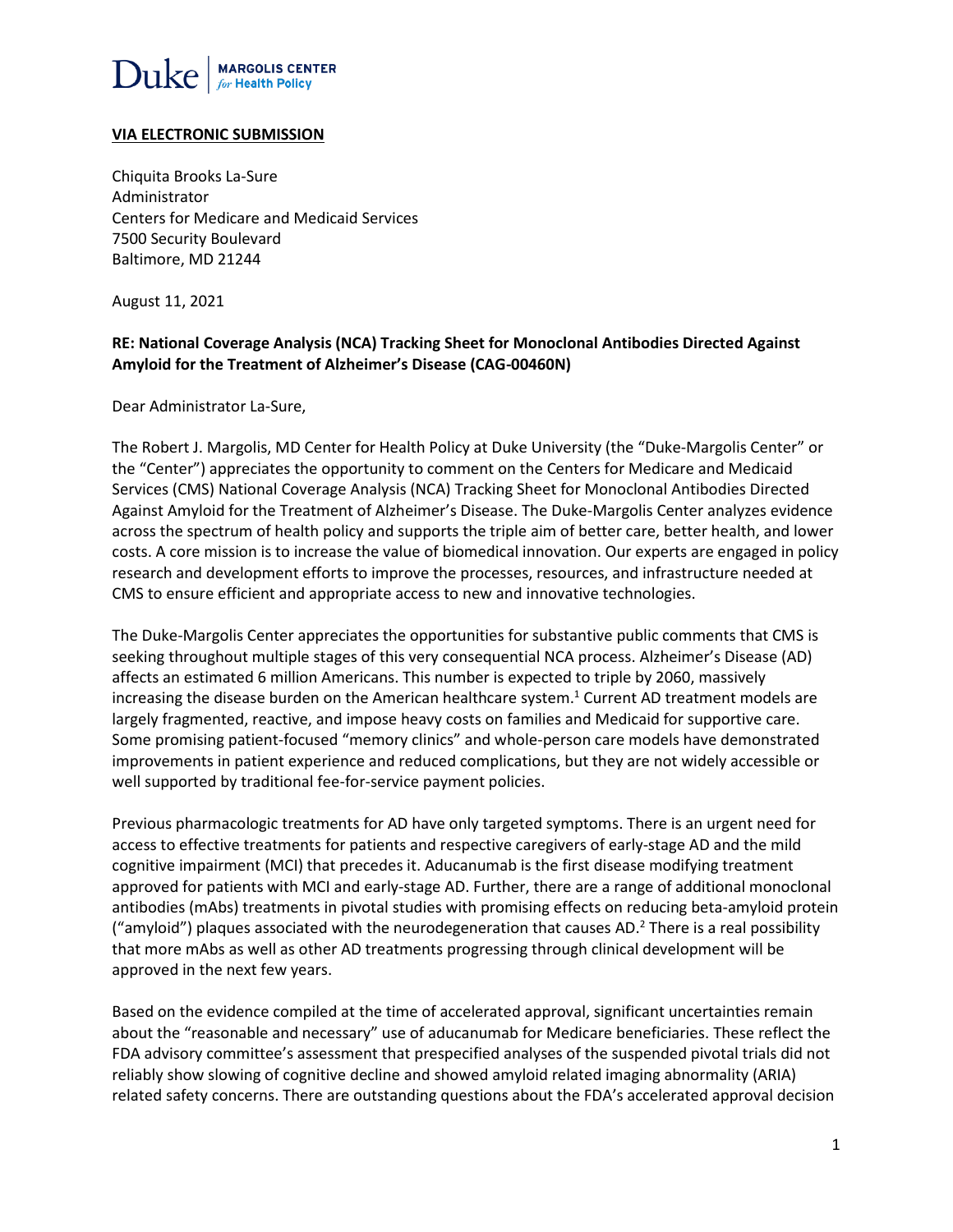Duke | MARGOLIS CENTER for Health Policy

**VIA ELECTRONIC SUBMISSION**

Chiquita Brooks La-Sure
Administrator
Centers for Medicare and Medicaid Services
7500 Security Boulevard
Baltimore, MD 21244

August 11, 2021

**RE: National Coverage Analysis (NCA) Tracking Sheet for Monoclonal Antibodies Directed Against Amyloid for the Treatment of Alzheimer's Disease (CAG-00460N)**

Dear Administrator La-Sure,

The Robert J. Margolis, MD Center for Health Policy at Duke University (the "Duke-Margolis Center" or the "Center") appreciates the opportunity to comment on the Centers for Medicare and Medicaid Services (CMS) National Coverage Analysis (NCA) Tracking Sheet for Monoclonal Antibodies Directed Against Amyloid for the Treatment of Alzheimer's Disease. The Duke-Margolis Center analyzes evidence across the spectrum of health policy and supports the triple aim of better care, better health, and lower costs. A core mission is to increase the value of biomedical innovation. Our experts are engaged in policy research and development efforts to improve the processes, resources, and infrastructure needed at CMS to ensure efficient and appropriate access to new and innovative technologies.

The Duke-Margolis Center appreciates the opportunities for substantive public comments that CMS is seeking throughout multiple stages of this very consequential NCA process. Alzheimer's Disease (AD) affects an estimated 6 million Americans. This number is expected to triple by 2060, massively increasing the disease burden on the American healthcare system.[1] Current AD treatment models are largely fragmented, reactive, and impose heavy costs on families and Medicaid for supportive care. Some promising patient-focused "memory clinics" and whole-person care models have demonstrated improvements in patient experience and reduced complications, but they are not widely accessible or well supported by traditional fee-for-service payment policies.

Previous pharmacologic treatments for AD have only targeted symptoms. There is an urgent need for access to effective treatments for patients and respective caregivers of early-stage AD and the mild cognitive impairment (MCI) that precedes it. Aducanumab is the first disease modifying treatment approved for patients with MCI and early-stage AD. Further, there are a range of additional monoclonal antibodies (mAbs) treatments in pivotal studies with promising effects on reducing beta-amyloid protein ("amyloid") plaques associated with the neurodegeneration that causes AD.[2] There is a real possibility that more mAbs as well as other AD treatments progressing through clinical development will be approved in the next few years.

Based on the evidence compiled at the time of accelerated approval, significant uncertainties remain about the "reasonable and necessary" use of aducanumab for Medicare beneficiaries. These reflect the FDA advisory committee's assessment that prespecified analyses of the suspended pivotal trials did not reliably show slowing of cognitive decline and showed amyloid related imaging abnormality (ARIA) related safety concerns. There are outstanding questions about the FDA's accelerated approval decision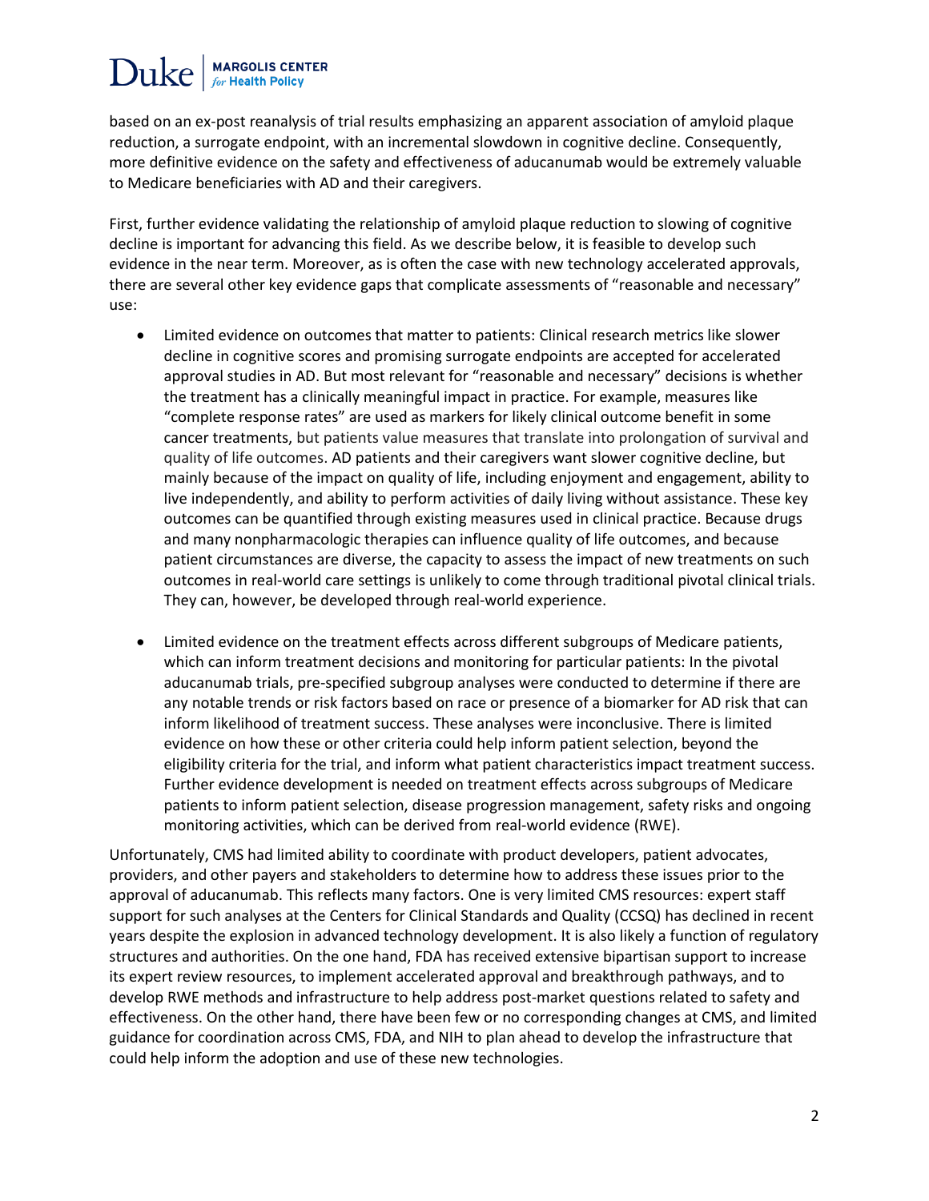based on an ex-post reanalysis of trial results emphasizing an apparent association of amyloid plaque reduction, a surrogate endpoint, with an incremental slowdown in cognitive decline. Consequently, more definitive evidence on the safety and effectiveness of aducanumab would be extremely valuable to Medicare beneficiaries with AD and their caregivers.

First, further evidence validating the relationship of amyloid plaque reduction to slowing of cognitive decline is important for advancing this field. As we describe below, it is feasible to develop such evidence in the near term. Moreover, as is often the case with new technology accelerated approvals, there are several other key evidence gaps that complicate assessments of "reasonable and necessary" use:

- Limited evidence on outcomes that matter to patients: Clinical research metrics like slower decline in cognitive scores and promising surrogate endpoints are accepted for accelerated approval studies in AD. But most relevant for "reasonable and necessary" decisions is whether the treatment has a clinically meaningful impact in practice. For example, measures like "complete response rates" are used as markers for likely clinical outcome benefit in some cancer treatments, but patients value measures that translate into prolongation of survival and quality of life outcomes. AD patients and their caregivers want slower cognitive decline, but mainly because of the impact on quality of life, including enjoyment and engagement, ability to live independently, and ability to perform activities of daily living without assistance. These key outcomes can be quantified through existing measures used in clinical practice. Because drugs and many nonpharmacologic therapies can influence quality of life outcomes, and because patient circumstances are diverse, the capacity to assess the impact of new treatments on such outcomes in real-world care settings is unlikely to come through traditional pivotal clinical trials. They can, however, be developed through real-world experience.

- Limited evidence on the treatment effects across different subgroups of Medicare patients, which can inform treatment decisions and monitoring for particular patients: In the pivotal aducanumab trials, pre-specified subgroup analyses were conducted to determine if there are any notable trends or risk factors based on race or presence of a biomarker for AD risk that can inform likelihood of treatment success. These analyses were inconclusive. There is limited evidence on how these or other criteria could help inform patient selection, beyond the eligibility criteria for the trial, and inform what patient characteristics impact treatment success. Further evidence development is needed on treatment effects across subgroups of Medicare patients to inform patient selection, disease progression management, safety risks and ongoing monitoring activities, which can be derived from real-world evidence (RWE).

Unfortunately, CMS had limited ability to coordinate with product developers, patient advocates, providers, and other payers and stakeholders to determine how to address these issues prior to the approval of aducanumab. This reflects many factors. One is very limited CMS resources: expert staff support for such analyses at the Centers for Clinical Standards and Quality (CCSQ) has declined in recent years despite the explosion in advanced technology development. It is also likely a function of regulatory structures and authorities. On the one hand, FDA has received extensive bipartisan support to increase its expert review resources, to implement accelerated approval and breakthrough pathways, and to develop RWE methods and infrastructure to help address post-market questions related to safety and effectiveness. On the other hand, there have been few or no corresponding changes at CMS, and limited guidance for coordination across CMS, FDA, and NIH to plan ahead to develop the infrastructure that could help inform the adoption and use of these new technologies.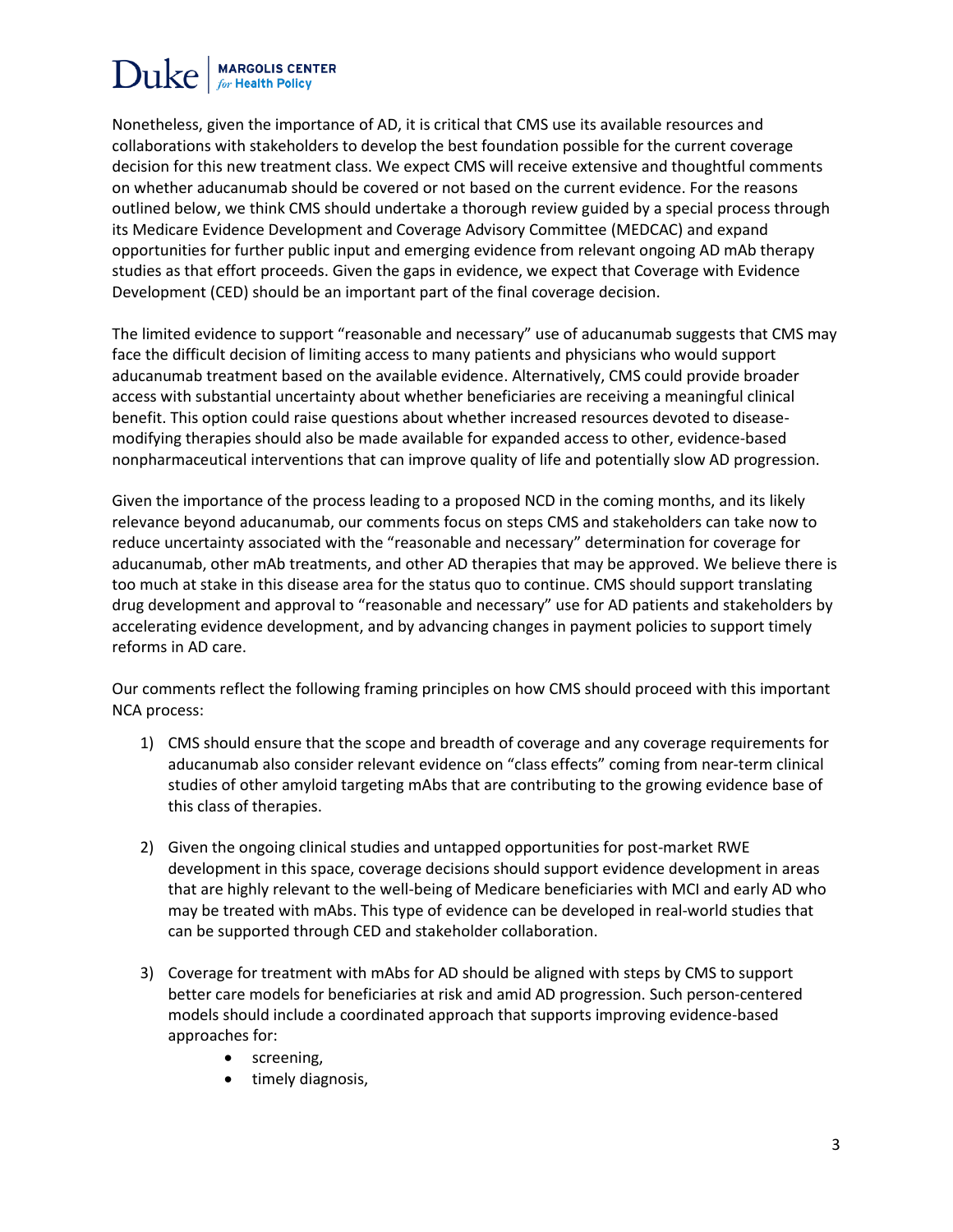Nonetheless, given the importance of AD, it is critical that CMS use its available resources and collaborations with stakeholders to develop the best foundation possible for the current coverage decision for this new treatment class. We expect CMS will receive extensive and thoughtful comments on whether aducanumab should be covered or not based on the current evidence. For the reasons outlined below, we think CMS should undertake a thorough review guided by a special process through its Medicare Evidence Development and Coverage Advisory Committee (MEDCAC) and expand opportunities for further public input and emerging evidence from relevant ongoing AD mAb therapy studies as that effort proceeds. Given the gaps in evidence, we expect that Coverage with Evidence Development (CED) should be an important part of the final coverage decision.

The limited evidence to support "reasonable and necessary" use of aducanumab suggests that CMS may face the difficult decision of limiting access to many patients and physicians who would support aducanumab treatment based on the available evidence. Alternatively, CMS could provide broader access with substantial uncertainty about whether beneficiaries are receiving a meaningful clinical benefit. This option could raise questions about whether increased resources devoted to disease-modifying therapies should also be made available for expanded access to other, evidence-based nonpharmaceutical interventions that can improve quality of life and potentially slow AD progression.

Given the importance of the process leading to a proposed NCD in the coming months, and its likely relevance beyond aducanumab, our comments focus on steps CMS and stakeholders can take now to reduce uncertainty associated with the "reasonable and necessary" determination for coverage for aducanumab, other mAb treatments, and other AD therapies that may be approved. We believe there is too much at stake in this disease area for the status quo to continue. CMS should support translating drug development and approval to "reasonable and necessary" use for AD patients and stakeholders by accelerating evidence development, and by advancing changes in payment policies to support timely reforms in AD care.

Our comments reflect the following framing principles on how CMS should proceed with this important NCA process:

1) CMS should ensure that the scope and breadth of coverage and any coverage requirements for aducanumab also consider relevant evidence on "class effects" coming from near-term clinical studies of other amyloid targeting mAbs that are contributing to the growing evidence base of this class of therapies.

2) Given the ongoing clinical studies and untapped opportunities for post-market RWE development in this space, coverage decisions should support evidence development in areas that are highly relevant to the well-being of Medicare beneficiaries with MCI and early AD who may be treated with mAbs. This type of evidence can be developed in real-world studies that can be supported through CED and stakeholder collaboration.

3) Coverage for treatment with mAbs for AD should be aligned with steps by CMS to support better care models for beneficiaries at risk and amid AD progression. Such person-centered models should include a coordinated approach that supports improving evidence-based approaches for:
    - screening,
    - timely diagnosis,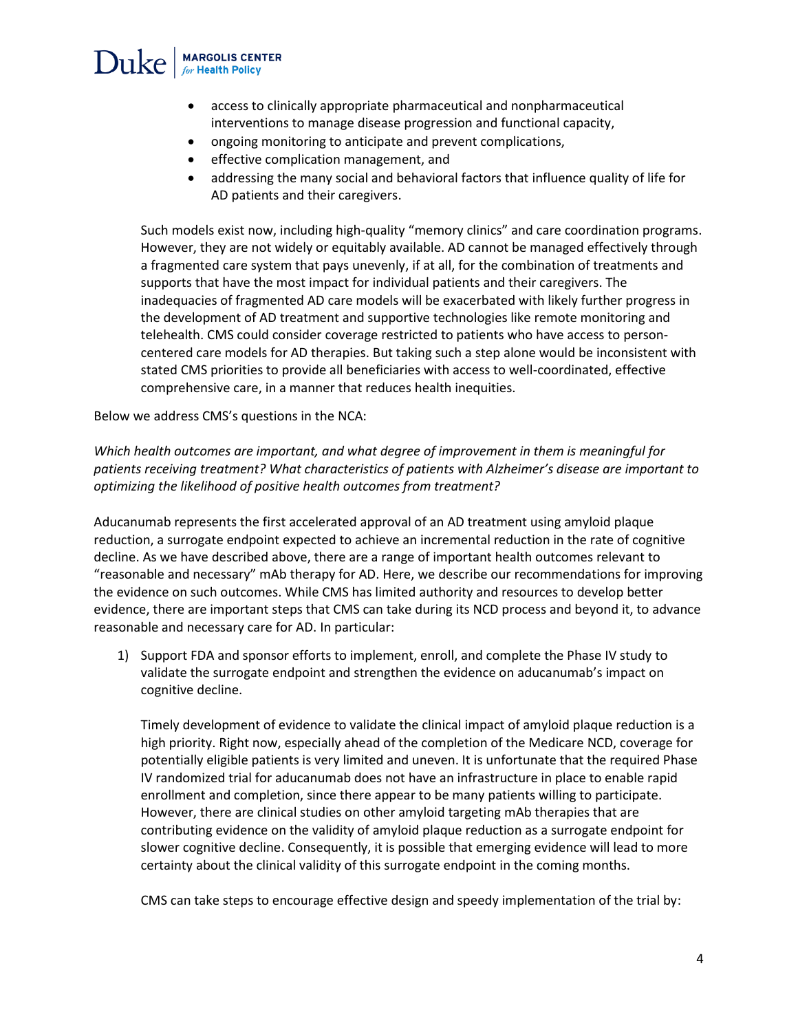- access to clinically appropriate pharmaceutical and nonpharmaceutical interventions to manage disease progression and functional capacity,
- ongoing monitoring to anticipate and prevent complications,
- effective complication management, and
- addressing the many social and behavioral factors that influence quality of life for AD patients and their caregivers.

Such models exist now, including high-quality "memory clinics" and care coordination programs. However, they are not widely or equitably available. AD cannot be managed effectively through a fragmented care system that pays unevenly, if at all, for the combination of treatments and supports that have the most impact for individual patients and their caregivers. The inadequacies of fragmented AD care models will be exacerbated with likely further progress in the development of AD treatment and supportive technologies like remote monitoring and telehealth. CMS could consider coverage restricted to patients who have access to person-centered care models for AD therapies. But taking such a step alone would be inconsistent with stated CMS priorities to provide all beneficiaries with access to well-coordinated, effective comprehensive care, in a manner that reduces health inequities.

Below we address CMS's questions in the NCA:

*Which health outcomes are important, and what degree of improvement in them is meaningful for patients receiving treatment? What characteristics of patients with Alzheimer's disease are important to optimizing the likelihood of positive health outcomes from treatment?*

Aducanumab represents the first accelerated approval of an AD treatment using amyloid plaque reduction, a surrogate endpoint expected to achieve an incremental reduction in the rate of cognitive decline. As we have described above, there are a range of important health outcomes relevant to "reasonable and necessary" mAb therapy for AD. Here, we describe our recommendations for improving the evidence on such outcomes. While CMS has limited authority and resources to develop better evidence, there are important steps that CMS can take during its NCD process and beyond it, to advance reasonable and necessary care for AD. In particular:

1) Support FDA and sponsor efforts to implement, enroll, and complete the Phase IV study to validate the surrogate endpoint and strengthen the evidence on aducanumab's impact on cognitive decline.

   Timely development of evidence to validate the clinical impact of amyloid plaque reduction is a high priority. Right now, especially ahead of the completion of the Medicare NCD, coverage for potentially eligible patients is very limited and uneven. It is unfortunate that the required Phase IV randomized trial for aducanumab does not have an infrastructure in place to enable rapid enrollment and completion, since there appear to be many patients willing to participate. However, there are clinical studies on other amyloid targeting mAb therapies that are contributing evidence on the validity of amyloid plaque reduction as a surrogate endpoint for slower cognitive decline. Consequently, it is possible that emerging evidence will lead to more certainty about the clinical validity of this surrogate endpoint in the coming months.

   CMS can take steps to encourage effective design and speedy implementation of the trial by: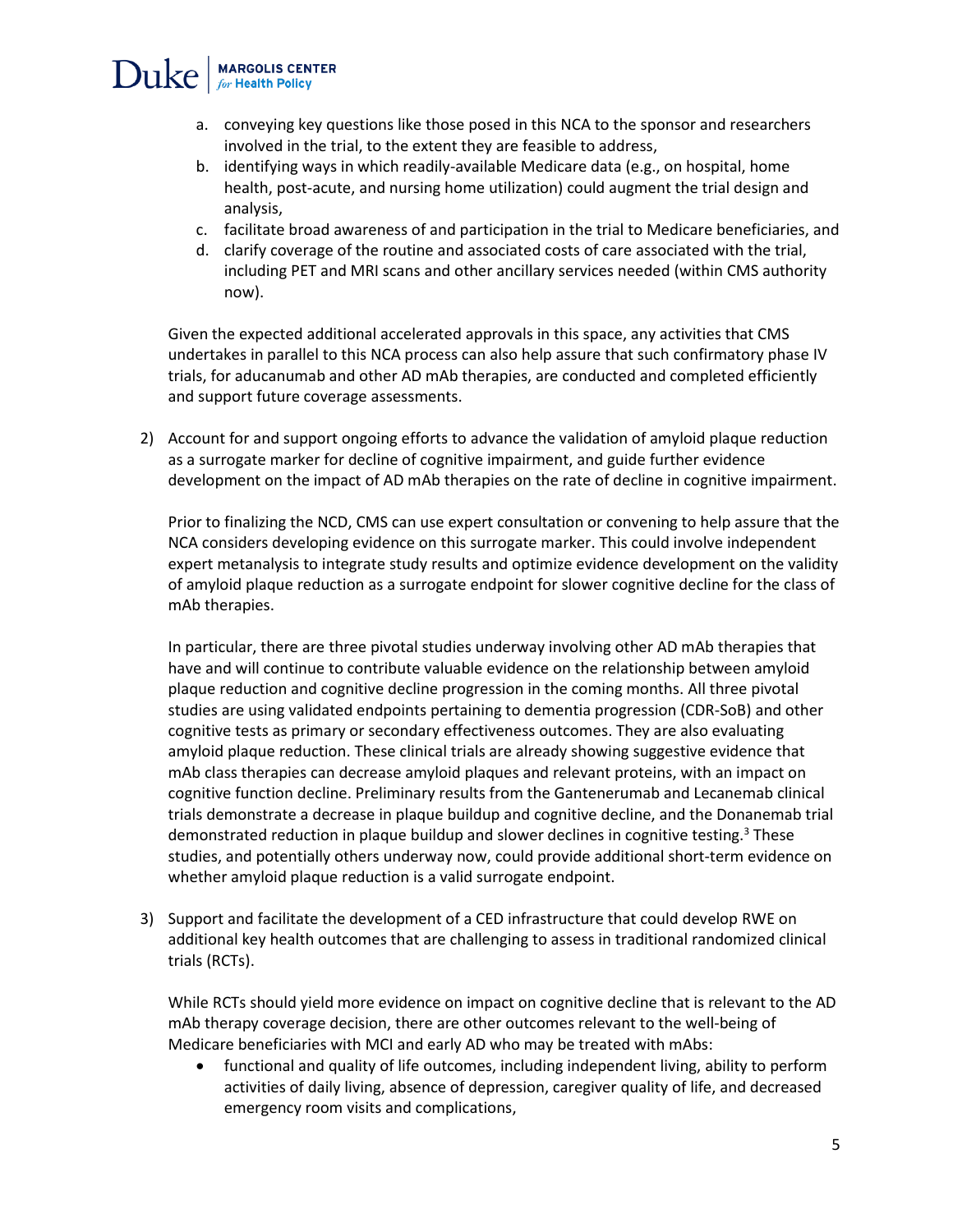a. conveying key questions like those posed in this NCA to the sponsor and researchers involved in the trial, to the extent they are feasible to address,
   b. identifying ways in which readily-available Medicare data (e.g., on hospital, home health, post-acute, and nursing home utilization) could augment the trial design and analysis,
   c. facilitate broad awareness of and participation in the trial to Medicare beneficiaries, and
   d. clarify coverage of the routine and associated costs of care associated with the trial, including PET and MRI scans and other ancillary services needed (within CMS authority now).

   Given the expected additional accelerated approvals in this space, any activities that CMS undertakes in parallel to this NCA process can also help assure that such confirmatory phase IV trials, for aducanumab and other AD mAb therapies, are conducted and completed efficiently and support future coverage assessments.

2) Account for and support ongoing efforts to advance the validation of amyloid plaque reduction as a surrogate marker for decline of cognitive impairment, and guide further evidence development on the impact of AD mAb therapies on the rate of decline in cognitive impairment.

   Prior to finalizing the NCD, CMS can use expert consultation or convening to help assure that the NCA considers developing evidence on this surrogate marker. This could involve independent expert metanalysis to integrate study results and optimize evidence development on the validity of amyloid plaque reduction as a surrogate endpoint for slower cognitive decline for the class of mAb therapies.

   In particular, there are three pivotal studies underway involving other AD mAb therapies that have and will continue to contribute valuable evidence on the relationship between amyloid plaque reduction and cognitive decline progression in the coming months. All three pivotal studies are using validated endpoints pertaining to dementia progression (CDR-SoB) and other cognitive tests as primary or secondary effectiveness outcomes. They are also evaluating amyloid plaque reduction. These clinical trials are already showing suggestive evidence that mAb class therapies can decrease amyloid plaques and relevant proteins, with an impact on cognitive function decline. Preliminary results from the Gantenerumab and Lecanemab clinical trials demonstrate a decrease in plaque buildup and cognitive decline, and the Donanemab trial demonstrated reduction in plaque buildup and slower declines in cognitive testing.[3] These studies, and potentially others underway now, could provide additional short-term evidence on whether amyloid plaque reduction is a valid surrogate endpoint.

3) Support and facilitate the development of a CED infrastructure that could develop RWE on additional key health outcomes that are challenging to assess in traditional randomized clinical trials (RCTs).

   While RCTs should yield more evidence on impact on cognitive decline that is relevant to the AD mAb therapy coverage decision, there are other outcomes relevant to the well-being of Medicare beneficiaries with MCI and early AD who may be treated with mAbs:
   - functional and quality of life outcomes, including independent living, ability to perform activities of daily living, absence of depression, caregiver quality of life, and decreased emergency room visits and complications,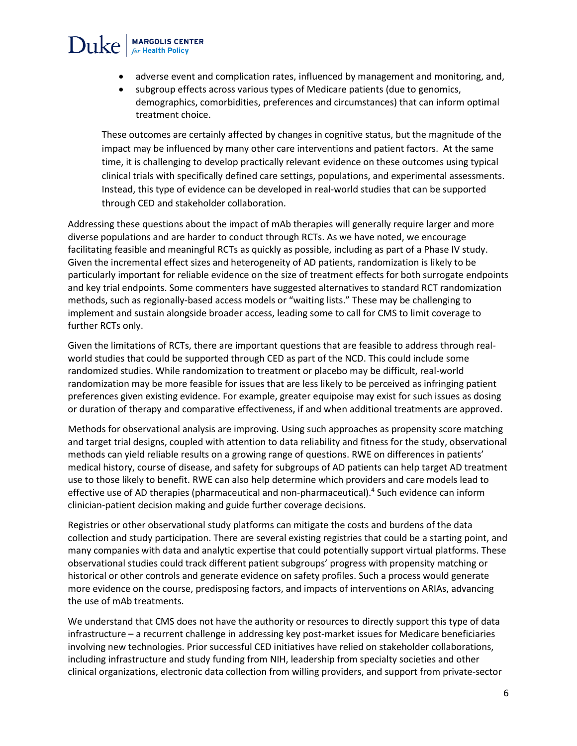- adverse event and complication rates, influenced by management and monitoring, and,
- subgroup effects across various types of Medicare patients (due to genomics, demographics, comorbidities, preferences and circumstances) that can inform optimal treatment choice.

These outcomes are certainly affected by changes in cognitive status, but the magnitude of the impact may be influenced by many other care interventions and patient factors. At the same time, it is challenging to develop practically relevant evidence on these outcomes using typical clinical trials with specifically defined care settings, populations, and experimental assessments. Instead, this type of evidence can be developed in real-world studies that can be supported through CED and stakeholder collaboration.

Addressing these questions about the impact of mAb therapies will generally require larger and more diverse populations and are harder to conduct through RCTs. As we have noted, we encourage facilitating feasible and meaningful RCTs as quickly as possible, including as part of a Phase IV study. Given the incremental effect sizes and heterogeneity of AD patients, randomization is likely to be particularly important for reliable evidence on the size of treatment effects for both surrogate endpoints and key trial endpoints. Some commenters have suggested alternatives to standard RCT randomization methods, such as regionally-based access models or "waiting lists." These may be challenging to implement and sustain alongside broader access, leading some to call for CMS to limit coverage to further RCTs only.

Given the limitations of RCTs, there are important questions that are feasible to address through real-world studies that could be supported through CED as part of the NCD. This could include some randomized studies. While randomization to treatment or placebo may be difficult, real-world randomization may be more feasible for issues that are less likely to be perceived as infringing patient preferences given existing evidence. For example, greater equipoise may exist for such issues as dosing or duration of therapy and comparative effectiveness, if and when additional treatments are approved.

Methods for observational analysis are improving. Using such approaches as propensity score matching and target trial designs, coupled with attention to data reliability and fitness for the study, observational methods can yield reliable results on a growing range of questions. RWE on differences in patients' medical history, course of disease, and safety for subgroups of AD patients can help target AD treatment use to those likely to benefit. RWE can also help determine which providers and care models lead to effective use of AD therapies (pharmaceutical and non-pharmaceutical).[4] Such evidence can inform clinician-patient decision making and guide further coverage decisions.

Registries or other observational study platforms can mitigate the costs and burdens of the data collection and study participation. There are several existing registries that could be a starting point, and many companies with data and analytic expertise that could potentially support virtual platforms. These observational studies could track different patient subgroups' progress with propensity matching or historical or other controls and generate evidence on safety profiles. Such a process would generate more evidence on the course, predisposing factors, and impacts of interventions on ARIAs, advancing the use of mAb treatments.

We understand that CMS does not have the authority or resources to directly support this type of data infrastructure – a recurrent challenge in addressing key post-market issues for Medicare beneficiaries involving new technologies. Prior successful CED initiatives have relied on stakeholder collaborations, including infrastructure and study funding from NIH, leadership from specialty societies and other clinical organizations, electronic data collection from willing providers, and support from private-sector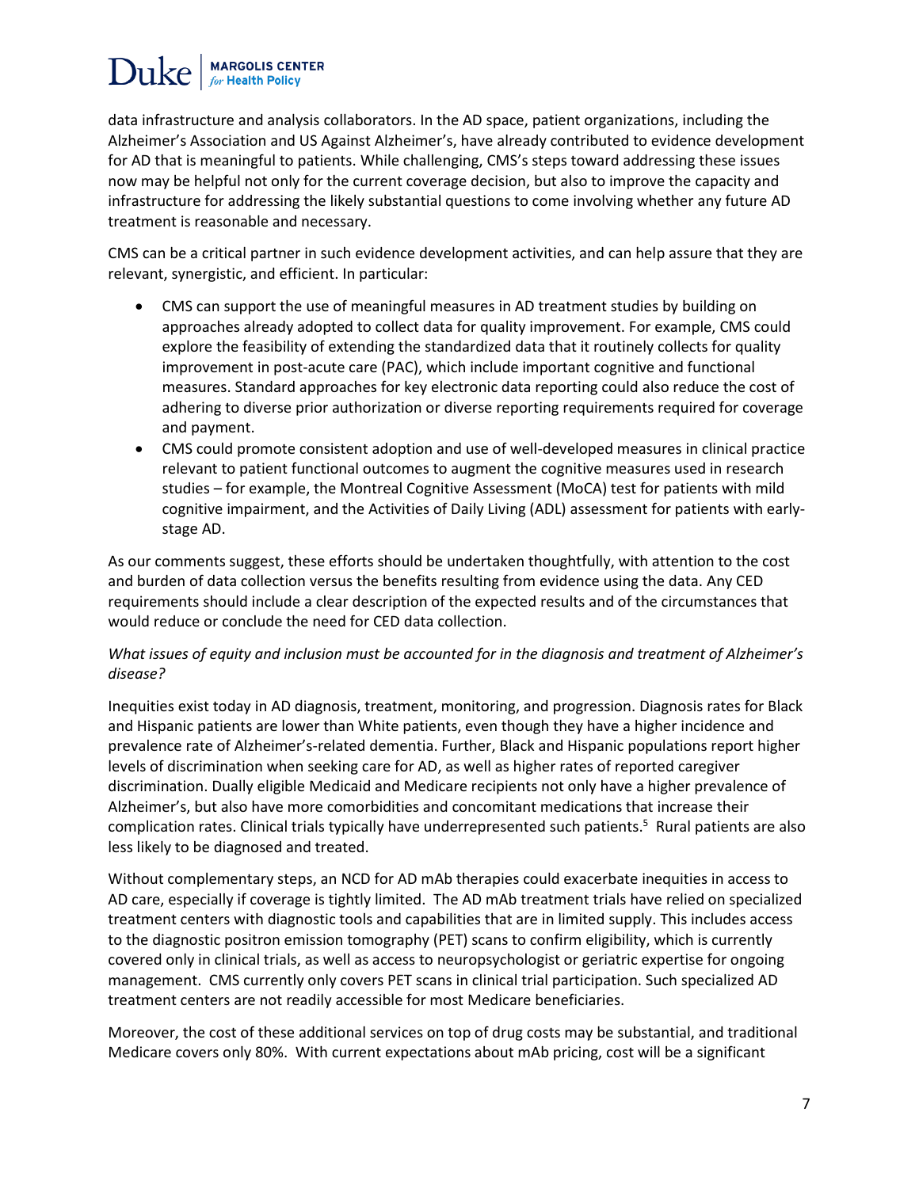data infrastructure and analysis collaborators. In the AD space, patient organizations, including the Alzheimer's Association and US Against Alzheimer's, have already contributed to evidence development for AD that is meaningful to patients. While challenging, CMS's steps toward addressing these issues now may be helpful not only for the current coverage decision, but also to improve the capacity and infrastructure for addressing the likely substantial questions to come involving whether any future AD treatment is reasonable and necessary.

CMS can be a critical partner in such evidence development activities, and can help assure that they are relevant, synergistic, and efficient. In particular:

- CMS can support the use of meaningful measures in AD treatment studies by building on approaches already adopted to collect data for quality improvement. For example, CMS could explore the feasibility of extending the standardized data that it routinely collects for quality improvement in post-acute care (PAC), which include important cognitive and functional measures. Standard approaches for key electronic data reporting could also reduce the cost of adhering to diverse prior authorization or diverse reporting requirements required for coverage and payment.
- CMS could promote consistent adoption and use of well-developed measures in clinical practice relevant to patient functional outcomes to augment the cognitive measures used in research studies – for example, the Montreal Cognitive Assessment (MoCA) test for patients with mild cognitive impairment, and the Activities of Daily Living (ADL) assessment for patients with early-stage AD.

As our comments suggest, these efforts should be undertaken thoughtfully, with attention to the cost and burden of data collection versus the benefits resulting from evidence using the data. Any CED requirements should include a clear description of the expected results and of the circumstances that would reduce or conclude the need for CED data collection.

*What issues of equity and inclusion must be accounted for in the diagnosis and treatment of Alzheimer's disease?*

Inequities exist today in AD diagnosis, treatment, monitoring, and progression. Diagnosis rates for Black and Hispanic patients are lower than White patients, even though they have a higher incidence and prevalence rate of Alzheimer's-related dementia. Further, Black and Hispanic populations report higher levels of discrimination when seeking care for AD, as well as higher rates of reported caregiver discrimination. Dually eligible Medicaid and Medicare recipients not only have a higher prevalence of Alzheimer's, but also have more comorbidities and concomitant medications that increase their complication rates. Clinical trials typically have underrepresented such patients.[5] Rural patients are also less likely to be diagnosed and treated.

Without complementary steps, an NCD for AD mAb therapies could exacerbate inequities in access to AD care, especially if coverage is tightly limited. The AD mAb treatment trials have relied on specialized treatment centers with diagnostic tools and capabilities that are in limited supply. This includes access to the diagnostic positron emission tomography (PET) scans to confirm eligibility, which is currently covered only in clinical trials, as well as access to neuropsychologist or geriatric expertise for ongoing management. CMS currently only covers PET scans in clinical trial participation. Such specialized AD treatment centers are not readily accessible for most Medicare beneficiaries.

Moreover, the cost of these additional services on top of drug costs may be substantial, and traditional Medicare covers only 80%. With current expectations about mAb pricing, cost will be a significant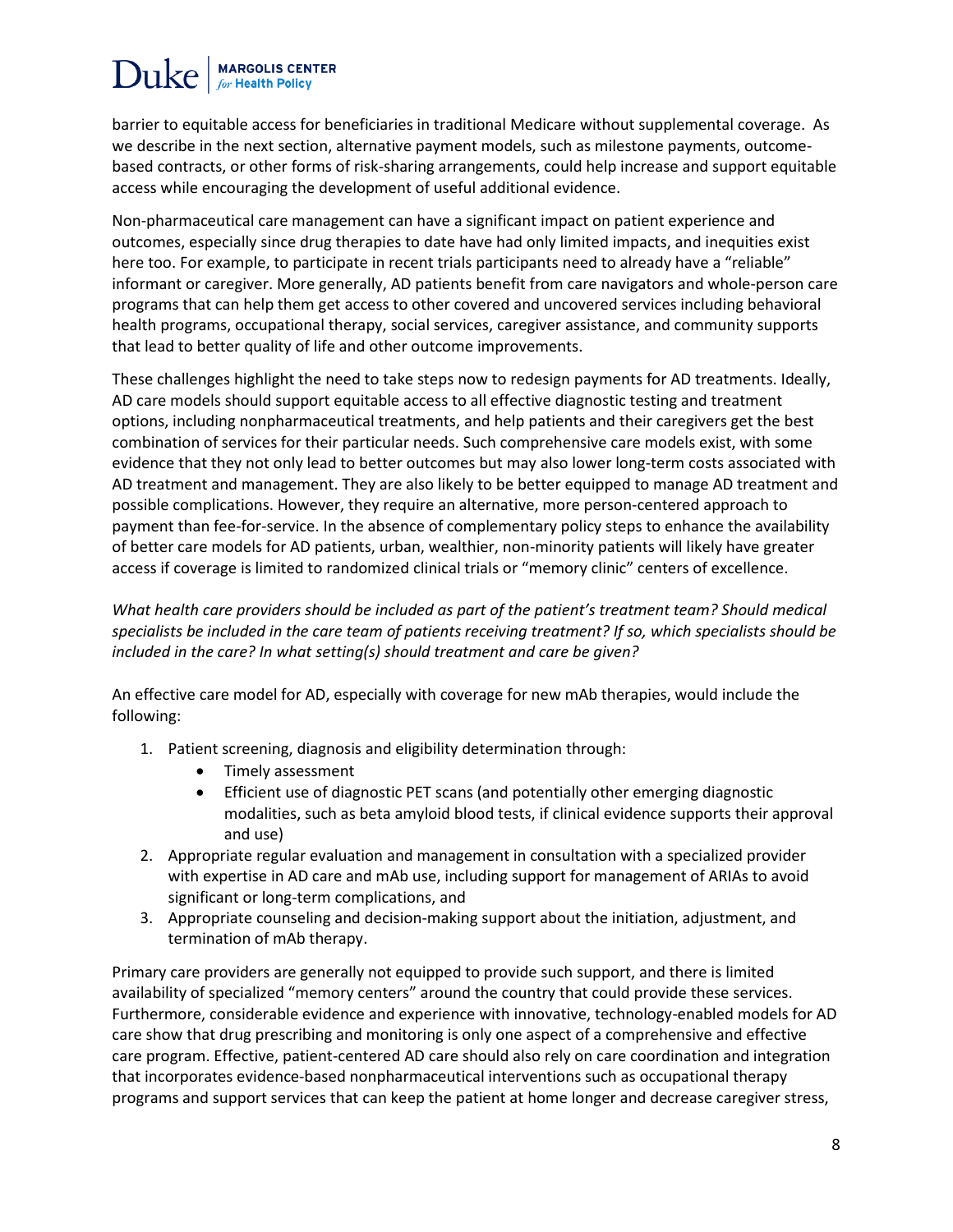barrier to equitable access for beneficiaries in traditional Medicare without supplemental coverage. As we describe in the next section, alternative payment models, such as milestone payments, outcome-based contracts, or other forms of risk-sharing arrangements, could help increase and support equitable access while encouraging the development of useful additional evidence.

Non-pharmaceutical care management can have a significant impact on patient experience and outcomes, especially since drug therapies to date have had only limited impacts, and inequities exist here too. For example, to participate in recent trials participants need to already have a "reliable" informant or caregiver. More generally, AD patients benefit from care navigators and whole-person care programs that can help them get access to other covered and uncovered services including behavioral health programs, occupational therapy, social services, caregiver assistance, and community supports that lead to better quality of life and other outcome improvements.

These challenges highlight the need to take steps now to redesign payments for AD treatments. Ideally, AD care models should support equitable access to all effective diagnostic testing and treatment options, including nonpharmaceutical treatments, and help patients and their caregivers get the best combination of services for their particular needs. Such comprehensive care models exist, with some evidence that they not only lead to better outcomes but may also lower long-term costs associated with AD treatment and management. They are also likely to be better equipped to manage AD treatment and possible complications. However, they require an alternative, more person-centered approach to payment than fee-for-service. In the absence of complementary policy steps to enhance the availability of better care models for AD patients, urban, wealthier, non-minority patients will likely have greater access if coverage is limited to randomized clinical trials or "memory clinic" centers of excellence.

*What health care providers should be included as part of the patient's treatment team? Should medical specialists be included in the care team of patients receiving treatment? If so, which specialists should be included in the care? In what setting(s) should treatment and care be given?*

An effective care model for AD, especially with coverage for new mAb therapies, would include the following:

1. Patient screening, diagnosis and eligibility determination through:
   - Timely assessment
   - Efficient use of diagnostic PET scans (and potentially other emerging diagnostic modalities, such as beta amyloid blood tests, if clinical evidence supports their approval and use)
2. Appropriate regular evaluation and management in consultation with a specialized provider with expertise in AD care and mAb use, including support for management of ARIAs to avoid significant or long-term complications, and
3. Appropriate counseling and decision-making support about the initiation, adjustment, and termination of mAb therapy.

Primary care providers are generally not equipped to provide such support, and there is limited availability of specialized "memory centers" around the country that could provide these services. Furthermore, considerable evidence and experience with innovative, technology-enabled models for AD care show that drug prescribing and monitoring is only one aspect of a comprehensive and effective care program. Effective, patient-centered AD care should also rely on care coordination and integration that incorporates evidence-based nonpharmaceutical interventions such as occupational therapy programs and support services that can keep the patient at home longer and decrease caregiver stress,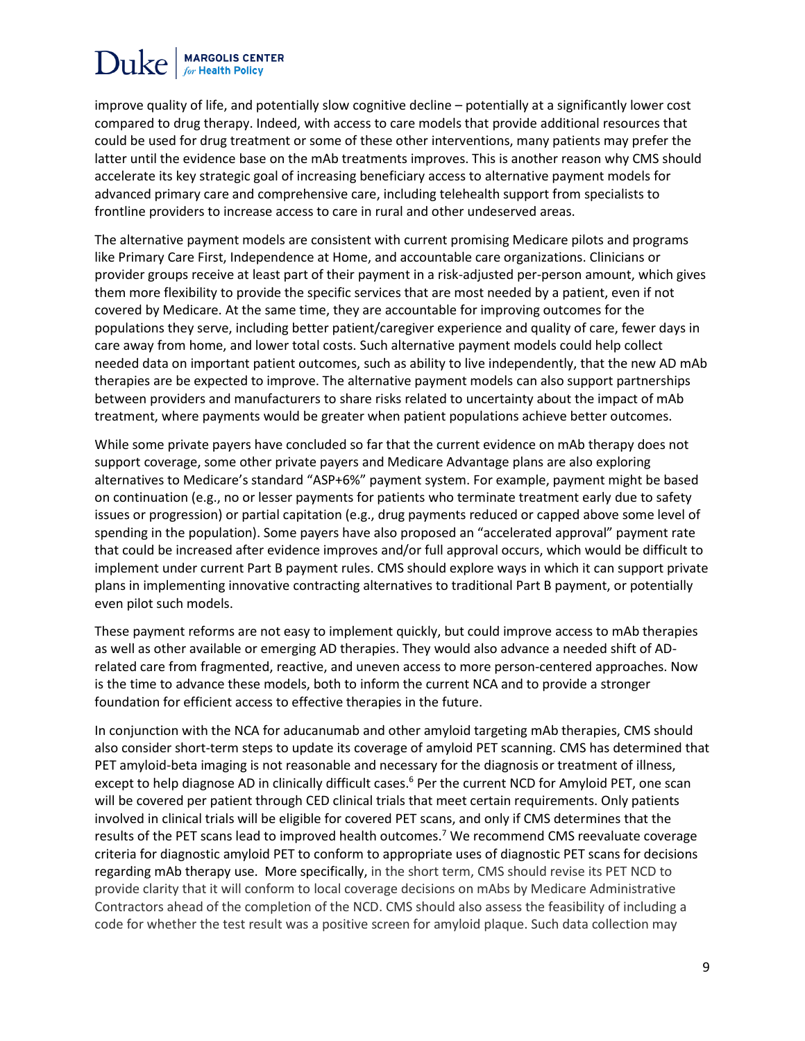improve quality of life, and potentially slow cognitive decline – potentially at a significantly lower cost compared to drug therapy. Indeed, with access to care models that provide additional resources that could be used for drug treatment or some of these other interventions, many patients may prefer the latter until the evidence base on the mAb treatments improves. This is another reason why CMS should accelerate its key strategic goal of increasing beneficiary access to alternative payment models for advanced primary care and comprehensive care, including telehealth support from specialists to frontline providers to increase access to care in rural and other undeserved areas.

The alternative payment models are consistent with current promising Medicare pilots and programs like Primary Care First, Independence at Home, and accountable care organizations. Clinicians or provider groups receive at least part of their payment in a risk-adjusted per-person amount, which gives them more flexibility to provide the specific services that are most needed by a patient, even if not covered by Medicare. At the same time, they are accountable for improving outcomes for the populations they serve, including better patient/caregiver experience and quality of care, fewer days in care away from home, and lower total costs. Such alternative payment models could help collect needed data on important patient outcomes, such as ability to live independently, that the new AD mAb therapies are be expected to improve. The alternative payment models can also support partnerships between providers and manufacturers to share risks related to uncertainty about the impact of mAb treatment, where payments would be greater when patient populations achieve better outcomes.

While some private payers have concluded so far that the current evidence on mAb therapy does not support coverage, some other private payers and Medicare Advantage plans are also exploring alternatives to Medicare's standard "ASP+6%" payment system. For example, payment might be based on continuation (e.g., no or lesser payments for patients who terminate treatment early due to safety issues or progression) or partial capitation (e.g., drug payments reduced or capped above some level of spending in the population). Some payers have also proposed an "accelerated approval" payment rate that could be increased after evidence improves and/or full approval occurs, which would be difficult to implement under current Part B payment rules. CMS should explore ways in which it can support private plans in implementing innovative contracting alternatives to traditional Part B payment, or potentially even pilot such models.

These payment reforms are not easy to implement quickly, but could improve access to mAb therapies as well as other available or emerging AD therapies. They would also advance a needed shift of AD-related care from fragmented, reactive, and uneven access to more person-centered approaches. Now is the time to advance these models, both to inform the current NCA and to provide a stronger foundation for efficient access to effective therapies in the future.

In conjunction with the NCA for aducanumab and other amyloid targeting mAb therapies, CMS should also consider short-term steps to update its coverage of amyloid PET scanning. CMS has determined that PET amyloid-beta imaging is not reasonable and necessary for the diagnosis or treatment of illness, except to help diagnose AD in clinically difficult cases.[6] Per the current NCD for Amyloid PET, one scan will be covered per patient through CED clinical trials that meet certain requirements. Only patients involved in clinical trials will be eligible for covered PET scans, and only if CMS determines that the results of the PET scans lead to improved health outcomes.[7] We recommend CMS reevaluate coverage criteria for diagnostic amyloid PET to conform to appropriate uses of diagnostic PET scans for decisions regarding mAb therapy use. More specifically, in the short term, CMS should revise its PET NCD to provide clarity that it will conform to local coverage decisions on mAbs by Medicare Administrative Contractors ahead of the completion of the NCD. CMS should also assess the feasibility of including a code for whether the test result was a positive screen for amyloid plaque. Such data collection may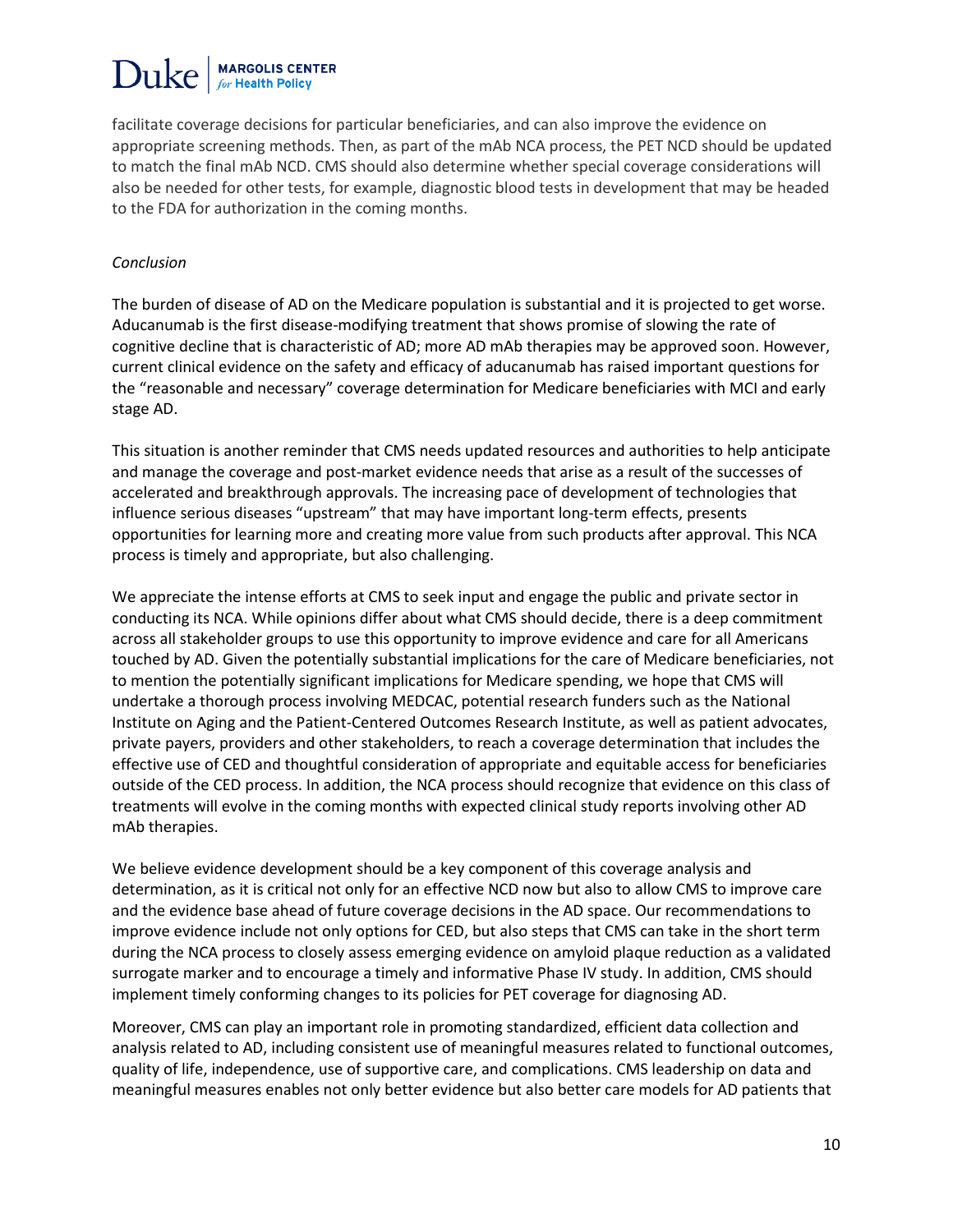facilitate coverage decisions for particular beneficiaries, and can also improve the evidence on appropriate screening methods. Then, as part of the mAb NCA process, the PET NCD should be updated to match the final mAb NCD. CMS should also determine whether special coverage considerations will also be needed for other tests, for example, diagnostic blood tests in development that may be headed to the FDA for authorization in the coming months.

*Conclusion*

The burden of disease of AD on the Medicare population is substantial and it is projected to get worse. Aducanumab is the first disease-modifying treatment that shows promise of slowing the rate of cognitive decline that is characteristic of AD; more AD mAb therapies may be approved soon. However, current clinical evidence on the safety and efficacy of aducanumab has raised important questions for the "reasonable and necessary" coverage determination for Medicare beneficiaries with MCI and early stage AD.

This situation is another reminder that CMS needs updated resources and authorities to help anticipate and manage the coverage and post-market evidence needs that arise as a result of the successes of accelerated and breakthrough approvals. The increasing pace of development of technologies that influence serious diseases "upstream" that may have important long-term effects, presents opportunities for learning more and creating more value from such products after approval. This NCA process is timely and appropriate, but also challenging.

We appreciate the intense efforts at CMS to seek input and engage the public and private sector in conducting its NCA. While opinions differ about what CMS should decide, there is a deep commitment across all stakeholder groups to use this opportunity to improve evidence and care for all Americans touched by AD. Given the potentially substantial implications for the care of Medicare beneficiaries, not to mention the potentially significant implications for Medicare spending, we hope that CMS will undertake a thorough process involving MEDCAC, potential research funders such as the National Institute on Aging and the Patient-Centered Outcomes Research Institute, as well as patient advocates, private payers, providers and other stakeholders, to reach a coverage determination that includes the effective use of CED and thoughtful consideration of appropriate and equitable access for beneficiaries outside of the CED process. In addition, the NCA process should recognize that evidence on this class of treatments will evolve in the coming months with expected clinical study reports involving other AD mAb therapies.

We believe evidence development should be a key component of this coverage analysis and determination, as it is critical not only for an effective NCD now but also to allow CMS to improve care and the evidence base ahead of future coverage decisions in the AD space. Our recommendations to improve evidence include not only options for CED, but also steps that CMS can take in the short term during the NCA process to closely assess emerging evidence on amyloid plaque reduction as a validated surrogate marker and to encourage a timely and informative Phase IV study. In addition, CMS should implement timely conforming changes to its policies for PET coverage for diagnosing AD.

Moreover, CMS can play an important role in promoting standardized, efficient data collection and analysis related to AD, including consistent use of meaningful measures related to functional outcomes, quality of life, independence, use of supportive care, and complications. CMS leadership on data and meaningful measures enables not only better evidence but also better care models for AD patients that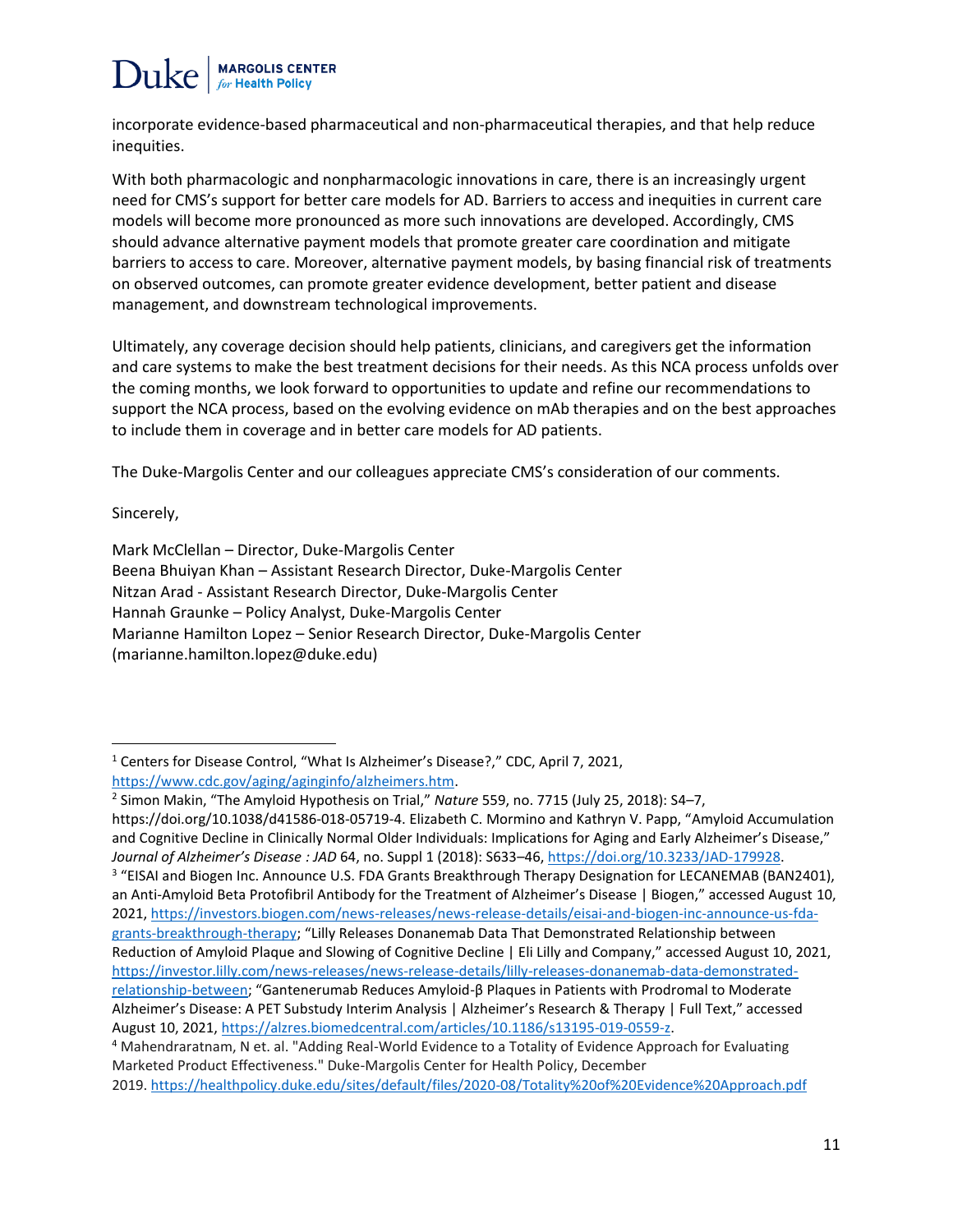incorporate evidence-based pharmaceutical and non-pharmaceutical therapies, and that help reduce inequities.

With both pharmacologic and nonpharmacologic innovations in care, there is an increasingly urgent need for CMS's support for better care models for AD. Barriers to access and inequities in current care models will become more pronounced as more such innovations are developed. Accordingly, CMS should advance alternative payment models that promote greater care coordination and mitigate barriers to access to care. Moreover, alternative payment models, by basing financial risk of treatments on observed outcomes, can promote greater evidence development, better patient and disease management, and downstream technological improvements.

Ultimately, any coverage decision should help patients, clinicians, and caregivers get the information and care systems to make the best treatment decisions for their needs. As this NCA process unfolds over the coming months, we look forward to opportunities to update and refine our recommendations to support the NCA process, based on the evolving evidence on mAb therapies and on the best approaches to include them in coverage and in better care models for AD patients.

The Duke-Margolis Center and our colleagues appreciate CMS's consideration of our comments.

Sincerely,

Mark McClellan – Director, Duke-Margolis Center
Beena Bhuiyan Khan – Assistant Research Director, Duke-Margolis Center
Nitzan Arad - Assistant Research Director, Duke-Margolis Center
Hannah Graunke – Policy Analyst, Duke-Margolis Center
Marianne Hamilton Lopez – Senior Research Director, Duke-Margolis Center
(marianne.hamilton.lopez@duke.edu)

---

[1] Centers for Disease Control, "What Is Alzheimer's Disease?," CDC, April 7, 2021, https://www.cdc.gov/aging/aginginfo/alzheimers.htm.

[2] Simon Makin, "The Amyloid Hypothesis on Trial," *Nature* 559, no. 7715 (July 25, 2018): S4–7, https://doi.org/10.1038/d41586-018-05719-4. Elizabeth C. Mormino and Kathryn V. Papp, "Amyloid Accumulation and Cognitive Decline in Clinically Normal Older Individuals: Implications for Aging and Early Alzheimer's Disease," *Journal of Alzheimer's Disease : JAD* 64, no. Suppl 1 (2018): S633–46, https://doi.org/10.3233/JAD-179928.

[3] "EISAI and Biogen Inc. Announce U.S. FDA Grants Breakthrough Therapy Designation for LECANEMAB (BAN2401), an Anti-Amyloid Beta Protofibril Antibody for the Treatment of Alzheimer's Disease | Biogen," accessed August 10, 2021, https://investors.biogen.com/news-releases/news-release-details/eisai-and-biogen-inc-announce-us-fda-grants-breakthrough-therapy; "Lilly Releases Donanemab Data That Demonstrated Relationship between Reduction of Amyloid Plaque and Slowing of Cognitive Decline | Eli Lilly and Company," accessed August 10, 2021, https://investor.lilly.com/news-releases/news-release-details/lilly-releases-donanemab-data-demonstrated-relationship-between; "Gantenerumab Reduces Amyloid-β Plaques in Patients with Prodromal to Moderate Alzheimer's Disease: A PET Substudy Interim Analysis | Alzheimer's Research & Therapy | Full Text," accessed August 10, 2021, https://alzres.biomedcentral.com/articles/10.1186/s13195-019-0559-z.

[4] Mahendraratnam, N et. al. "Adding Real-World Evidence to a Totality of Evidence Approach for Evaluating Marketed Product Effectiveness." Duke-Margolis Center for Health Policy, December 2019. https://healthpolicy.duke.edu/sites/default/files/2020-08/Totality%20of%20Evidence%20Approach.pdf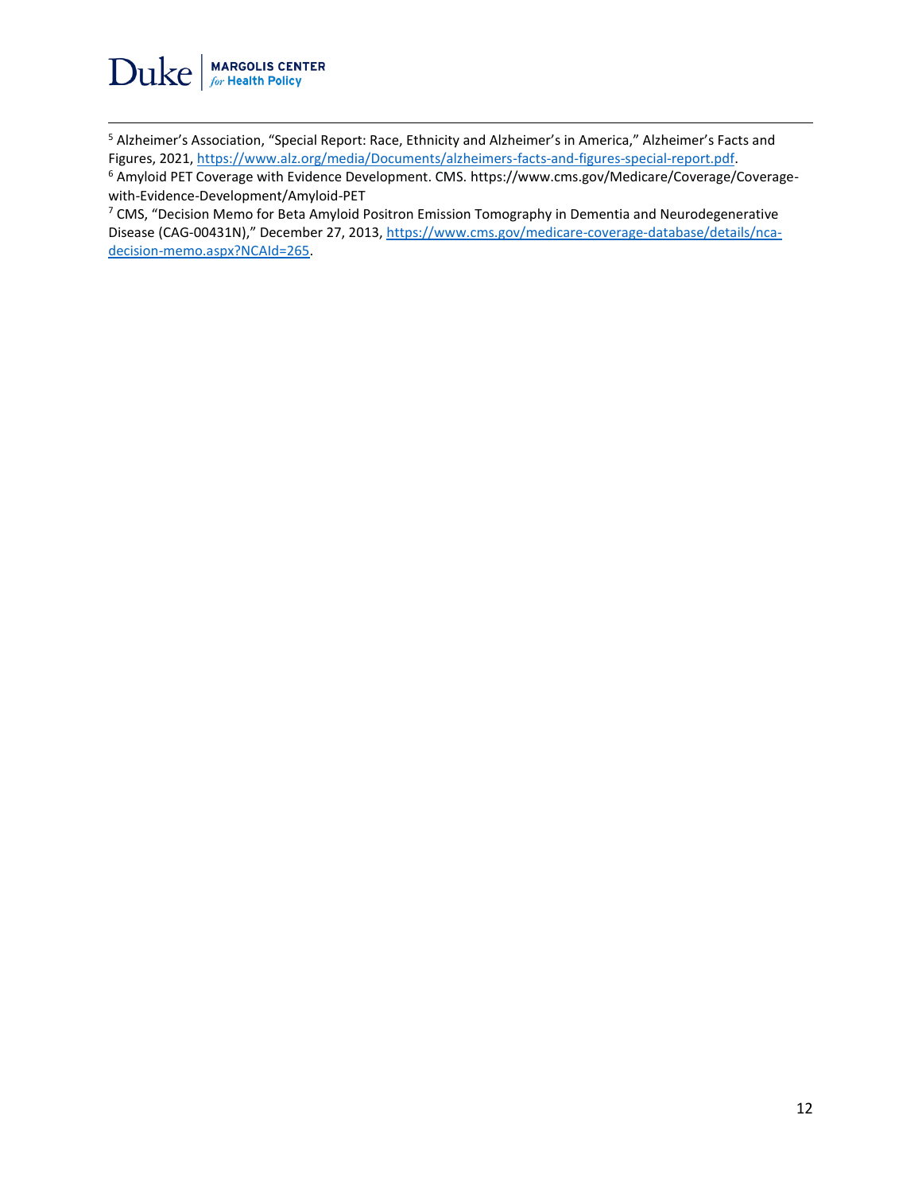[5] Alzheimer's Association, "Special Report: Race, Ethnicity and Alzheimer's in America," Alzheimer's Facts and Figures, 2021, https://www.alz.org/media/Documents/alzheimers-facts-and-figures-special-report.pdf.

[6] Amyloid PET Coverage with Evidence Development. CMS. https://www.cms.gov/Medicare/Coverage/Coverage-with-Evidence-Development/Amyloid-PET

[7] CMS, "Decision Memo for Beta Amyloid Positron Emission Tomography in Dementia and Neurodegenerative Disease (CAG-00431N)," December 27, 2013, https://www.cms.gov/medicare-coverage-database/details/nca-decision-memo.aspx?NCAId=265.